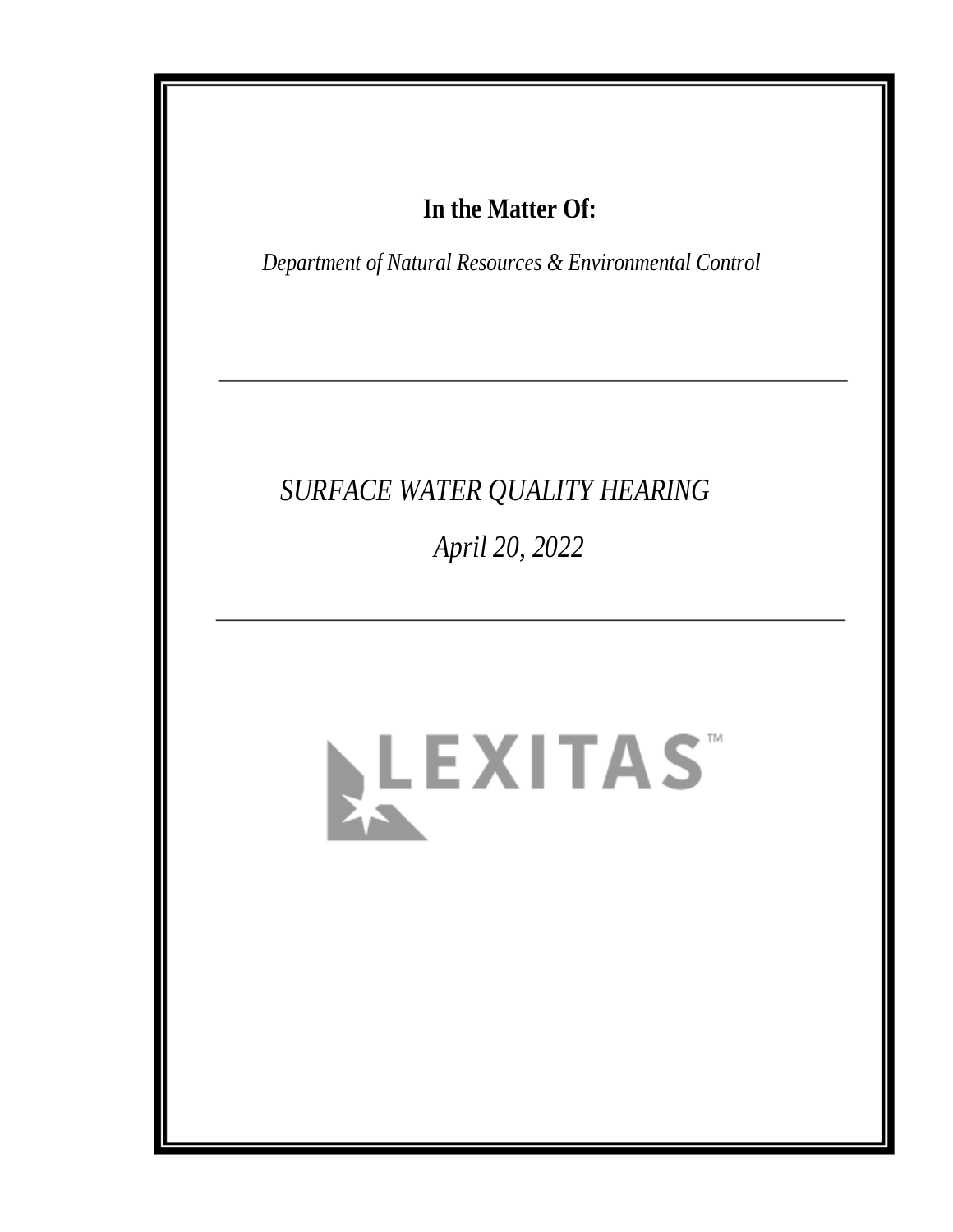**In the Matter Of:**

*Department of Natural Resources & Environmental Control*

---

*SURFACE WATER QUALITY HEARING*

*April 20, 2022*

---

LEXITAS™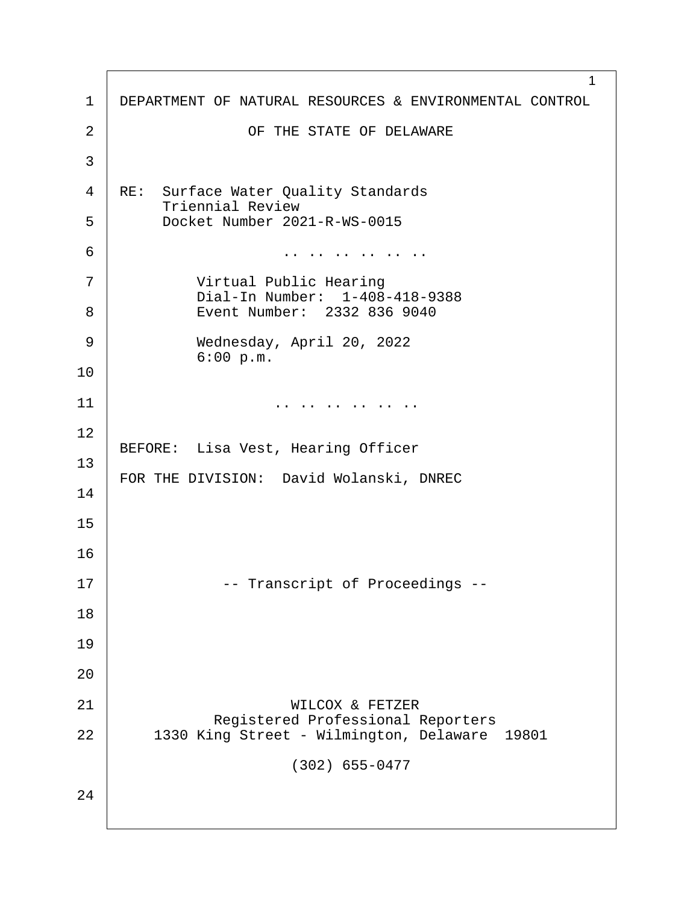DEPARTMENT OF NATURAL RESOURCES & ENVIRONMENTAL CONTROL

OF THE STATE OF DELAWARE

RE: Surface Water Quality Standards
Triennial Review
Docket Number 2021-R-WS-0015

.. .. .. .. .. ..

Virtual Public Hearing
Dial-In Number: 1-408-418-9388
Event Number: 2332 836 9040

Wednesday, April 20, 2022
6:00 p.m.

.. .. .. .. .. ..

BEFORE: Lisa Vest, Hearing Officer

FOR THE DIVISION: David Wolanski, DNREC

-- Transcript of Proceedings --

WILCOX & FETZER
Registered Professional Reporters
1330 King Street - Wilmington, Delaware 19801

(302) 655-0477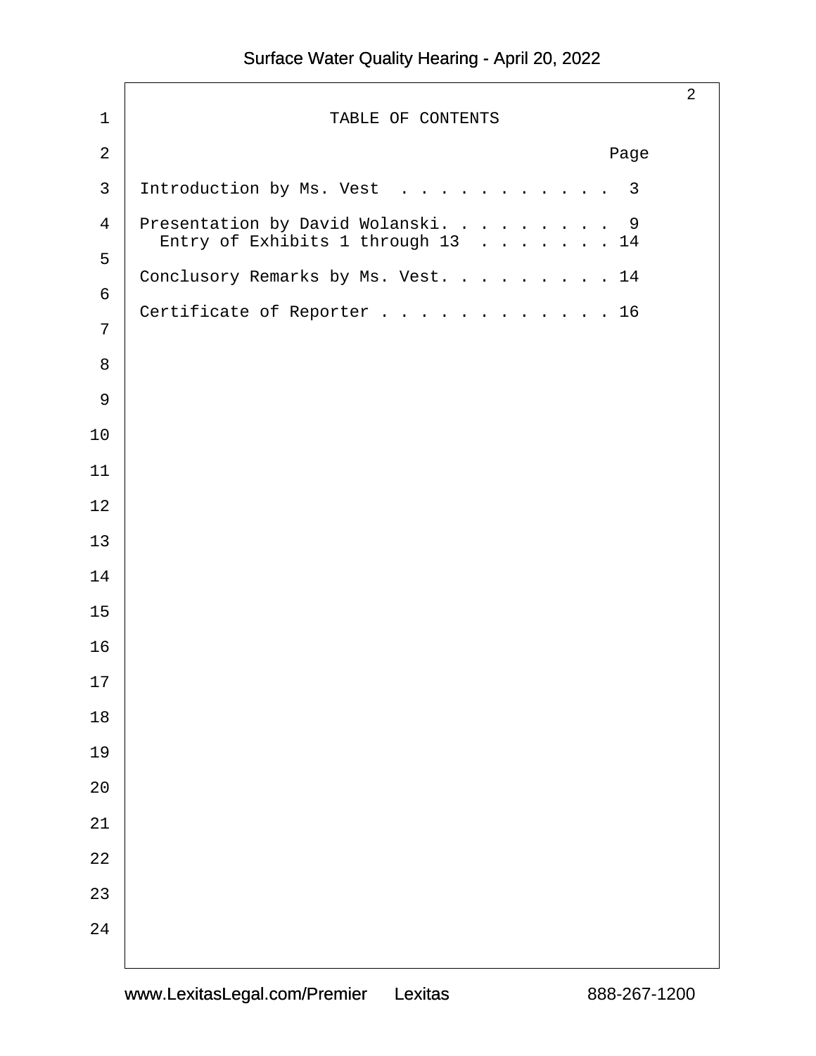# TABLE OF CONTENTS

| | Page |
|---|---|
| Introduction by Ms. Vest | 3 |
| Presentation by David Wolanski | 9 |
| Entry of Exhibits 1 through 13 | 14 |
| Conclusory Remarks by Ms. Vest | 14 |
| Certificate of Reporter | 16 |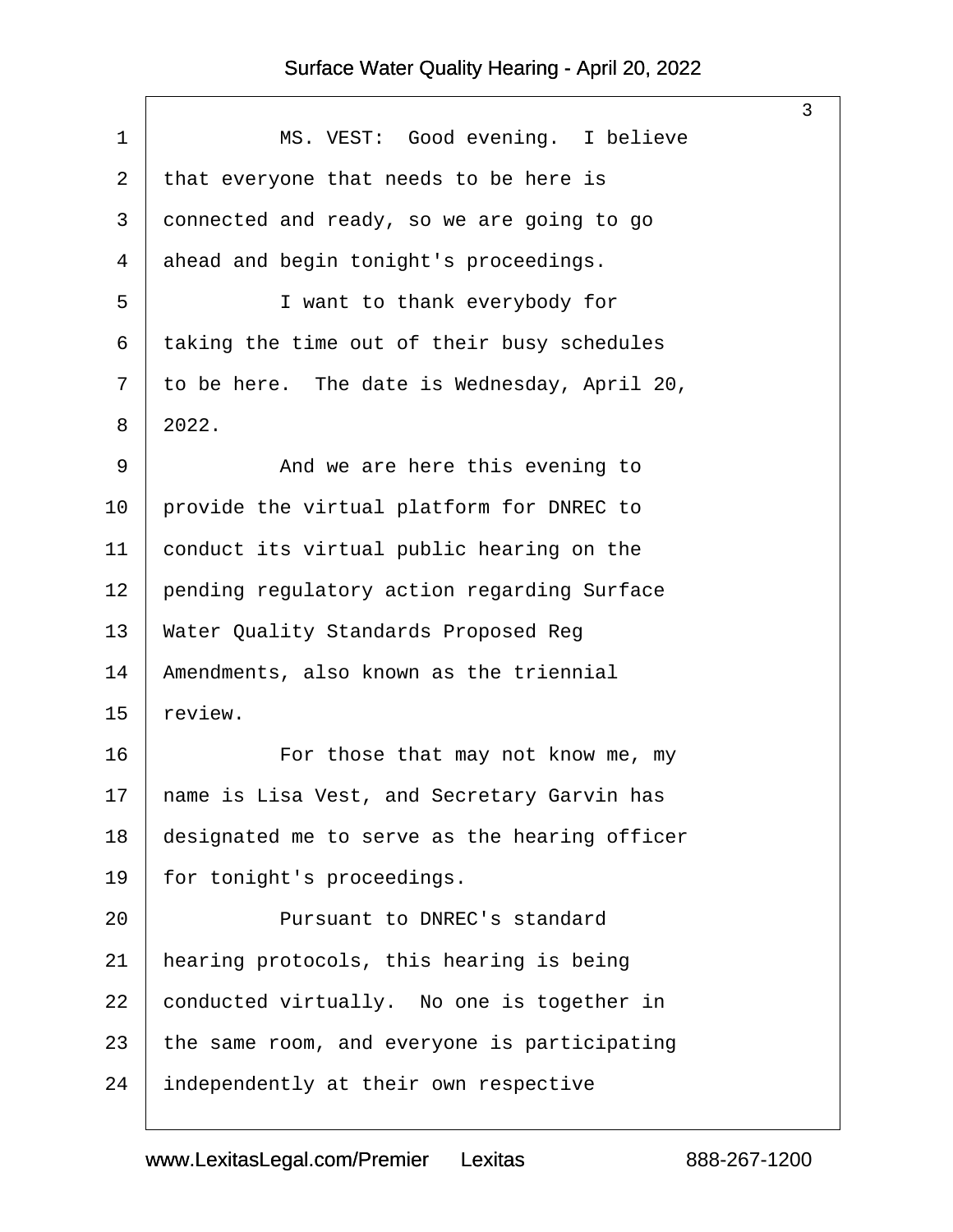MS. VEST: Good evening. I believe that everyone that needs to be here is connected and ready, so we are going to go ahead and begin tonight's proceedings.

I want to thank everybody for taking the time out of their busy schedules to be here. The date is Wednesday, April 20, 2022.

And we are here this evening to provide the virtual platform for DNREC to conduct its virtual public hearing on the pending regulatory action regarding Surface Water Quality Standards Proposed Reg Amendments, also known as the triennial review.

For those that may not know me, my name is Lisa Vest, and Secretary Garvin has designated me to serve as the hearing officer for tonight's proceedings.

Pursuant to DNREC's standard hearing protocols, this hearing is being conducted virtually. No one is together in the same room, and everyone is participating independently at their own respective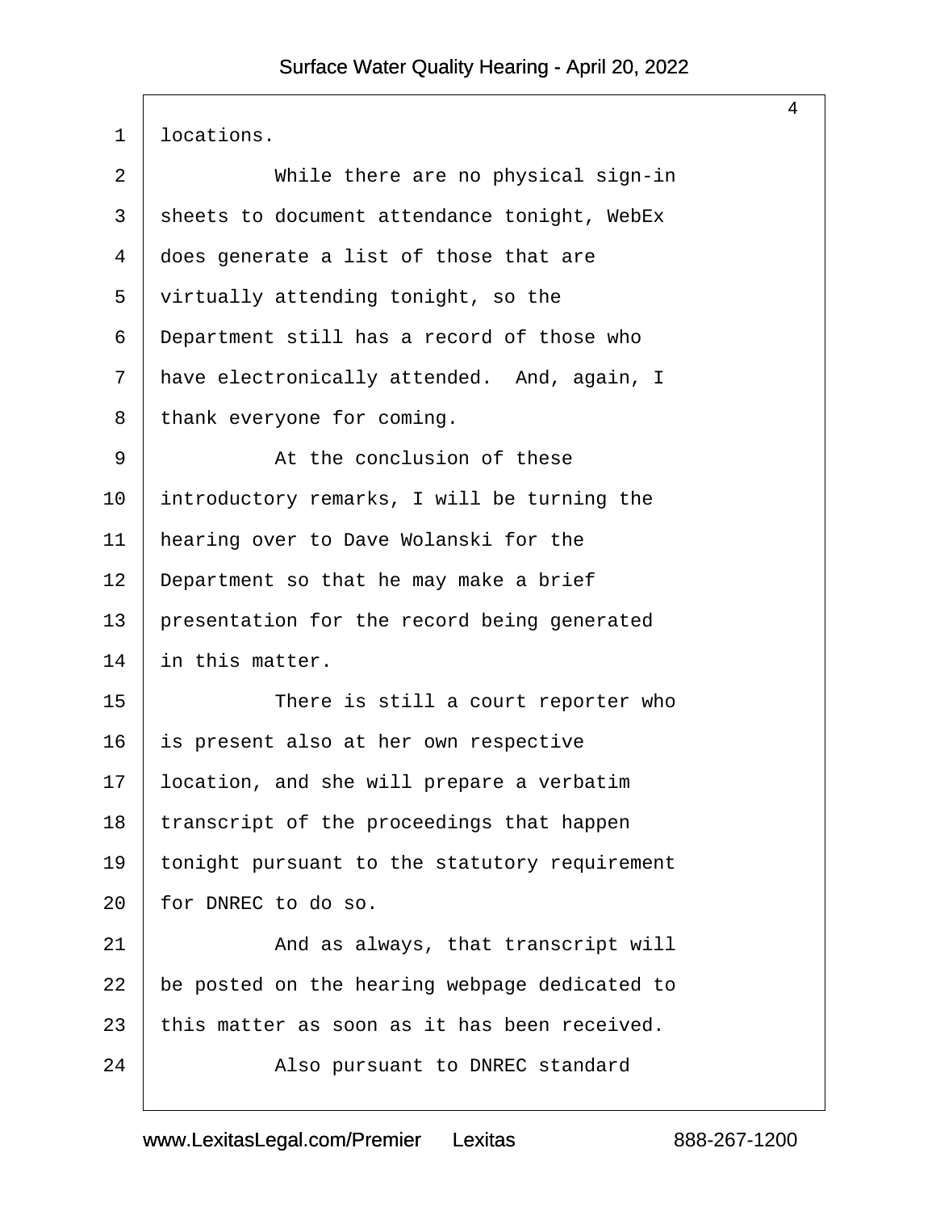locations.

While there are no physical sign-in sheets to document attendance tonight, WebEx does generate a list of those that are virtually attending tonight, so the Department still has a record of those who have electronically attended. And, again, I thank everyone for coming.

At the conclusion of these introductory remarks, I will be turning the hearing over to Dave Wolanski for the Department so that he may make a brief presentation for the record being generated in this matter.

There is still a court reporter who is present also at her own respective location, and she will prepare a verbatim transcript of the proceedings that happen tonight pursuant to the statutory requirement for DNREC to do so.

And as always, that transcript will be posted on the hearing webpage dedicated to this matter as soon as it has been received.

Also pursuant to DNREC standard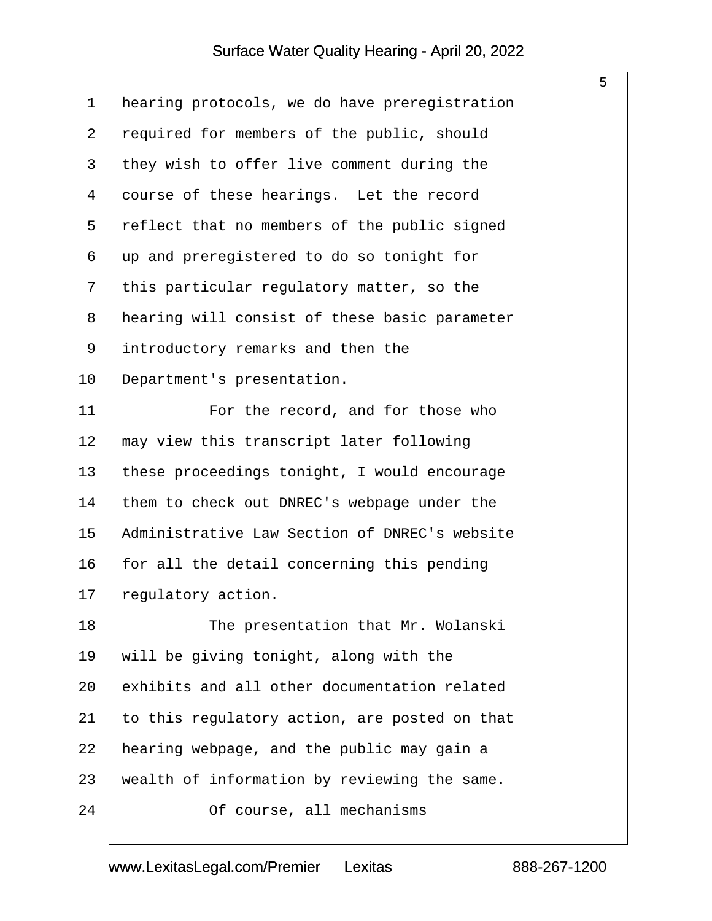hearing protocols, we do have preregistration required for members of the public, should they wish to offer live comment during the course of these hearings. Let the record reflect that no members of the public signed up and preregistered to do so tonight for this particular regulatory matter, so the hearing will consist of these basic parameter introductory remarks and then the Department's presentation.

For the record, and for those who may view this transcript later following these proceedings tonight, I would encourage them to check out DNREC's webpage under the Administrative Law Section of DNREC's website for all the detail concerning this pending regulatory action.

The presentation that Mr. Wolanski will be giving tonight, along with the exhibits and all other documentation related to this regulatory action, are posted on that hearing webpage, and the public may gain a wealth of information by reviewing the same.

Of course, all mechanisms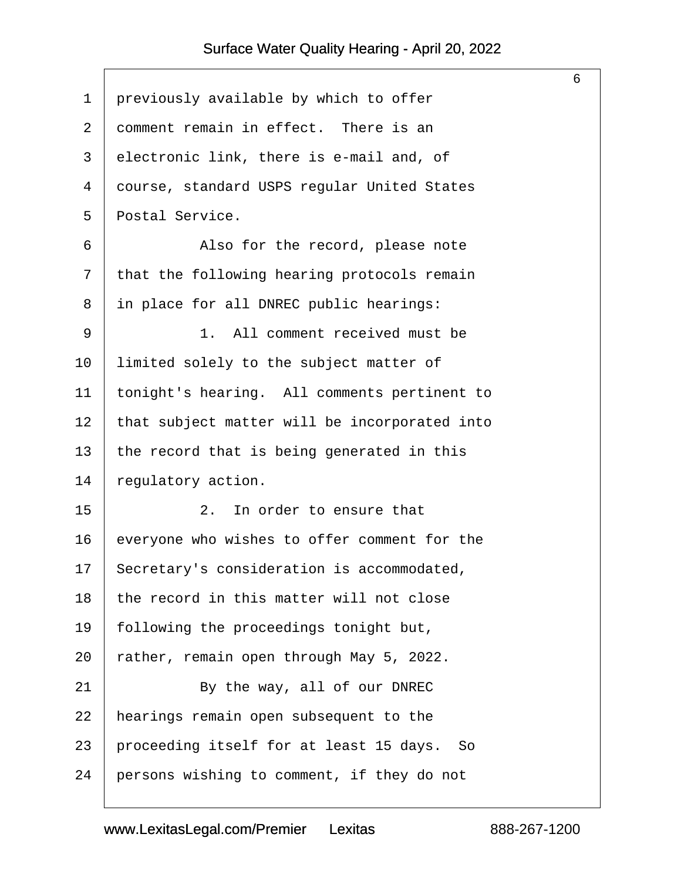previously available by which to offer comment remain in effect. There is an electronic link, there is e-mail and, of course, standard USPS regular United States Postal Service.

Also for the record, please note that the following hearing protocols remain in place for all DNREC public hearings:

1. All comment received must be limited solely to the subject matter of tonight's hearing. All comments pertinent to that subject matter will be incorporated into the record that is being generated in this regulatory action.

2. In order to ensure that everyone who wishes to offer comment for the Secretary's consideration is accommodated, the record in this matter will not close following the proceedings tonight but, rather, remain open through May 5, 2022.

By the way, all of our DNREC hearings remain open subsequent to the proceeding itself for at least 15 days. So persons wishing to comment, if they do not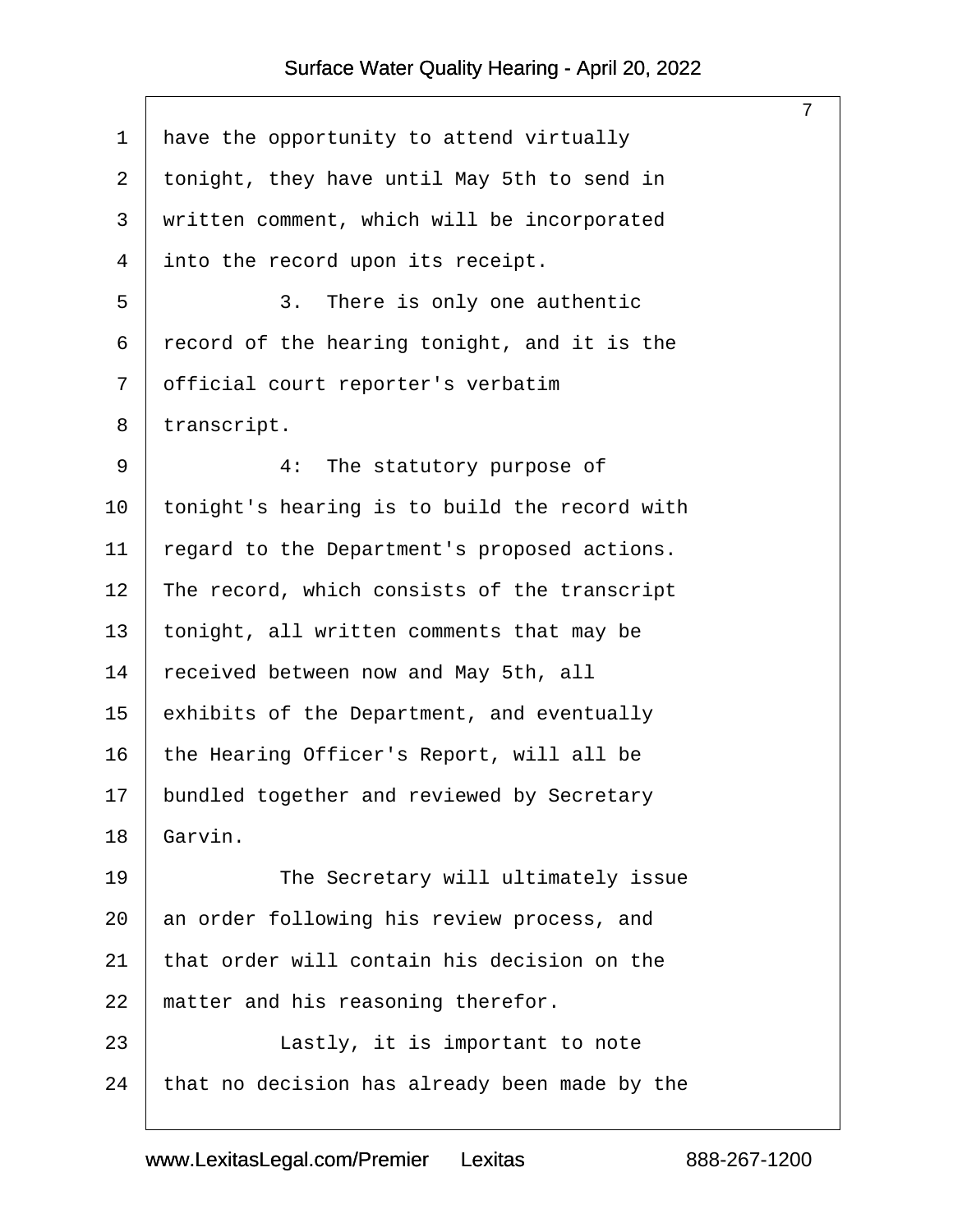have the opportunity to attend virtually tonight, they have until May 5th to send in written comment, which will be incorporated into the record upon its receipt.

3. There is only one authentic record of the hearing tonight, and it is the official court reporter's verbatim transcript.

4: The statutory purpose of tonight's hearing is to build the record with regard to the Department's proposed actions. The record, which consists of the transcript tonight, all written comments that may be received between now and May 5th, all exhibits of the Department, and eventually the Hearing Officer's Report, will all be bundled together and reviewed by Secretary Garvin.

The Secretary will ultimately issue an order following his review process, and that order will contain his decision on the matter and his reasoning therefor.

Lastly, it is important to note that no decision has already been made by the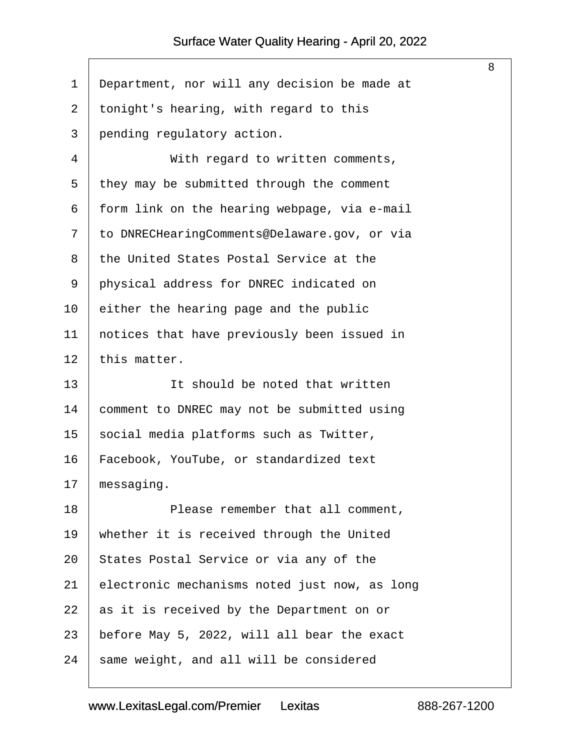Department, nor will any decision be made at tonight's hearing, with regard to this pending regulatory action.

With regard to written comments, they may be submitted through the comment form link on the hearing webpage, via e-mail to DNRECHearingComments@Delaware.gov, or via the United States Postal Service at the physical address for DNREC indicated on either the hearing page and the public notices that have previously been issued in this matter.

It should be noted that written comment to DNREC may not be submitted using social media platforms such as Twitter, Facebook, YouTube, or standardized text messaging.

Please remember that all comment, whether it is received through the United States Postal Service or via any of the electronic mechanisms noted just now, as long as it is received by the Department on or before May 5, 2022, will all bear the exact same weight, and all will be considered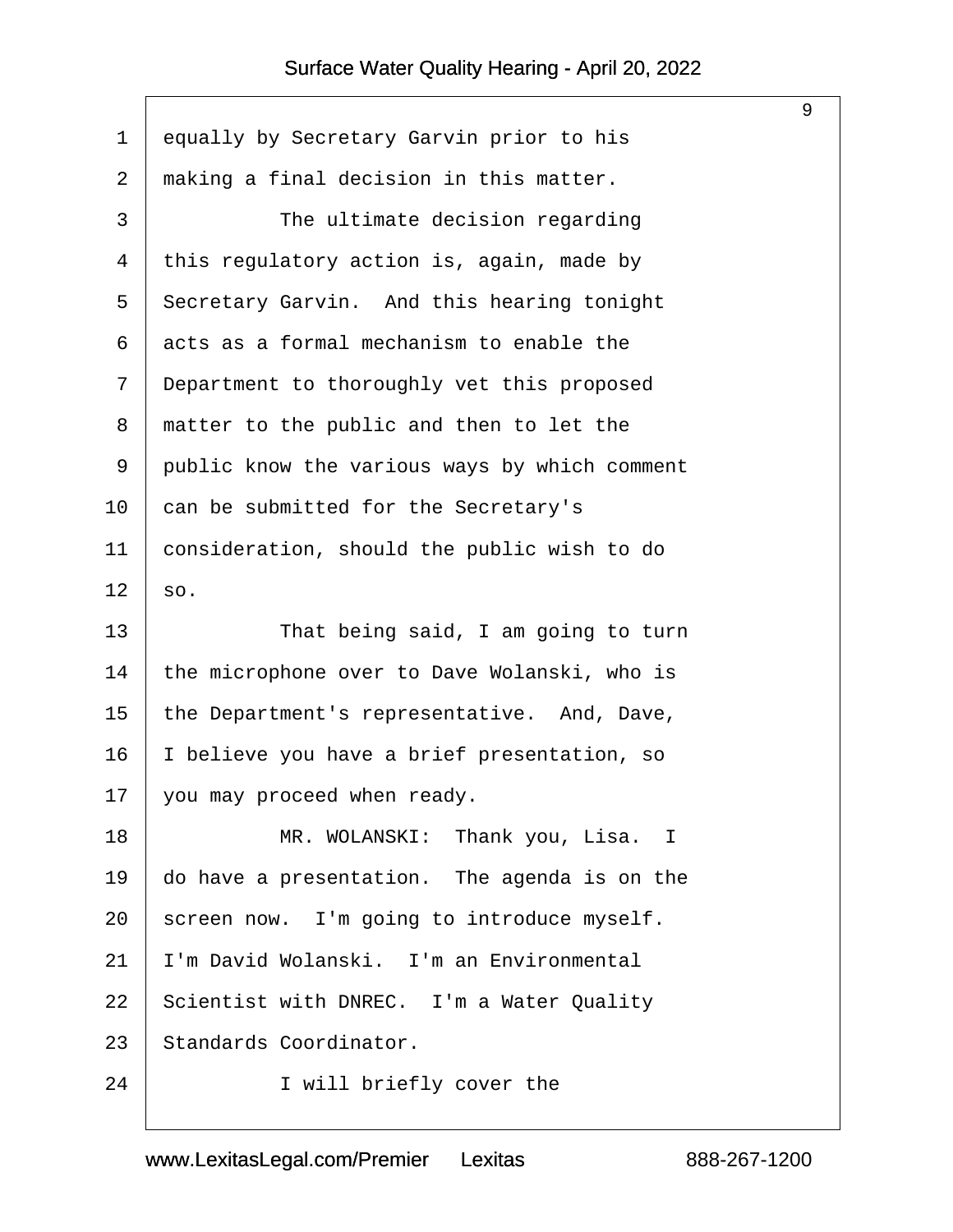equally by Secretary Garvin prior to his making a final decision in this matter.

The ultimate decision regarding this regulatory action is, again, made by Secretary Garvin. And this hearing tonight acts as a formal mechanism to enable the Department to thoroughly vet this proposed matter to the public and then to let the public know the various ways by which comment can be submitted for the Secretary's consideration, should the public wish to do so.

That being said, I am going to turn the microphone over to Dave Wolanski, who is the Department's representative. And, Dave, I believe you have a brief presentation, so you may proceed when ready.

MR. WOLANSKI: Thank you, Lisa. I do have a presentation. The agenda is on the screen now. I'm going to introduce myself. I'm David Wolanski. I'm an Environmental Scientist with DNREC. I'm a Water Quality Standards Coordinator.

I will briefly cover the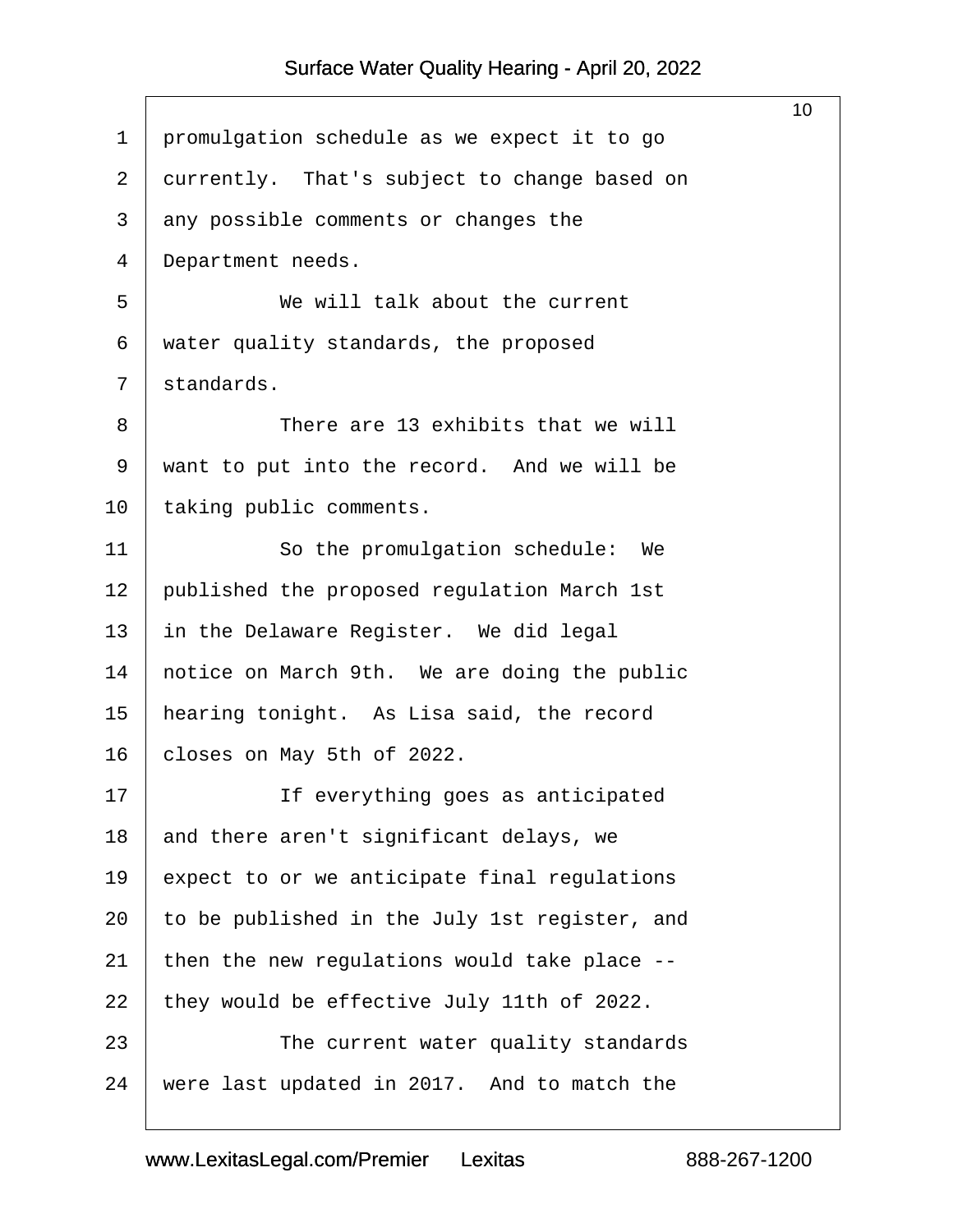promulgation schedule as we expect it to go currently. That's subject to change based on any possible comments or changes the Department needs.

We will talk about the current water quality standards, the proposed standards.

There are 13 exhibits that we will want to put into the record. And we will be taking public comments.

So the promulgation schedule: We published the proposed regulation March 1st in the Delaware Register. We did legal notice on March 9th. We are doing the public hearing tonight. As Lisa said, the record closes on May 5th of 2022.

If everything goes as anticipated and there aren't significant delays, we expect to or we anticipate final regulations to be published in the July 1st register, and then the new regulations would take place -- they would be effective July 11th of 2022.

The current water quality standards were last updated in 2017. And to match the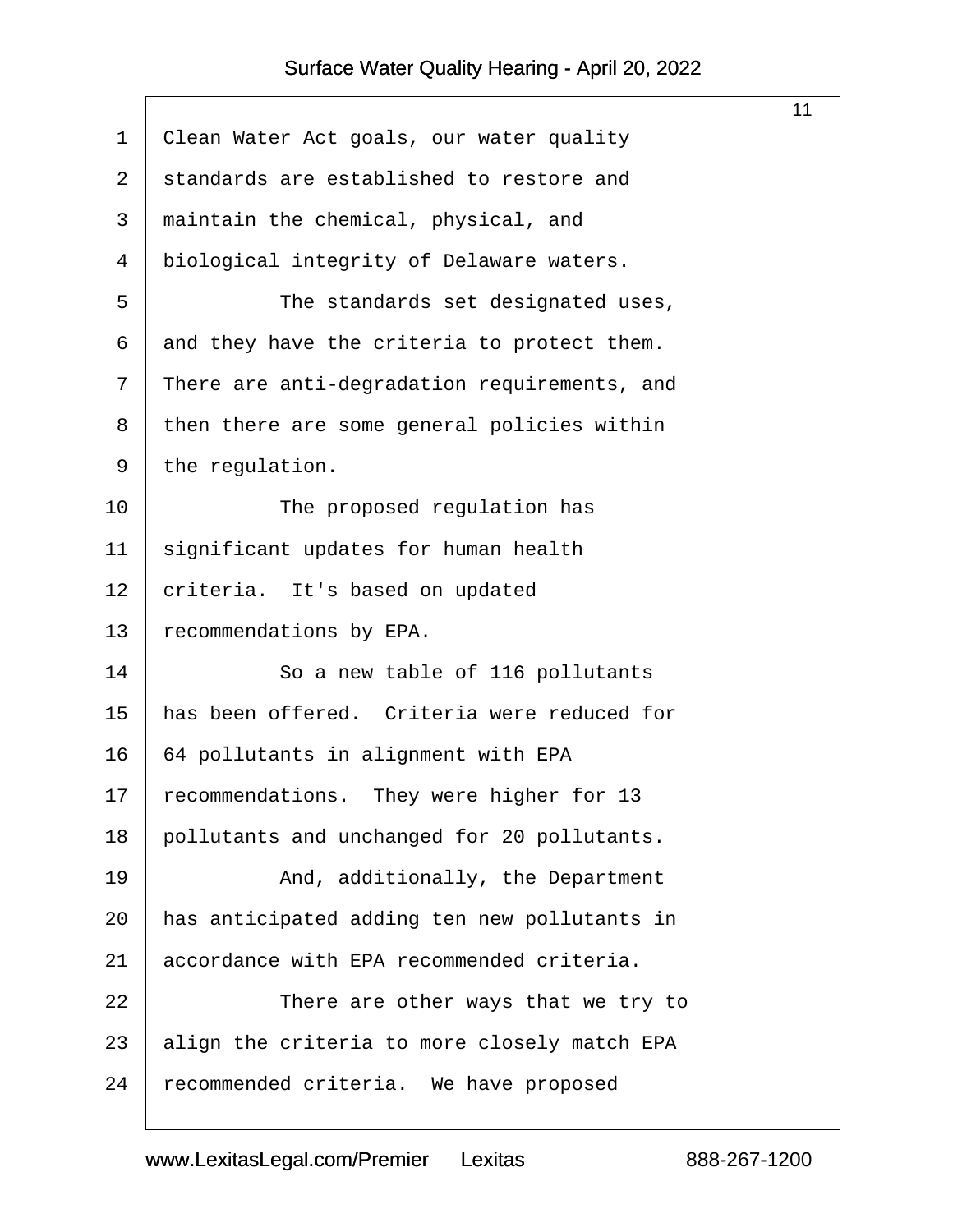Clean Water Act goals, our water quality standards are established to restore and maintain the chemical, physical, and biological integrity of Delaware waters.

The standards set designated uses, and they have the criteria to protect them. There are anti-degradation requirements, and then there are some general policies within the regulation.

The proposed regulation has significant updates for human health criteria. It's based on updated recommendations by EPA.

So a new table of 116 pollutants has been offered. Criteria were reduced for 64 pollutants in alignment with EPA recommendations. They were higher for 13 pollutants and unchanged for 20 pollutants.

And, additionally, the Department has anticipated adding ten new pollutants in accordance with EPA recommended criteria.

There are other ways that we try to align the criteria to more closely match EPA recommended criteria. We have proposed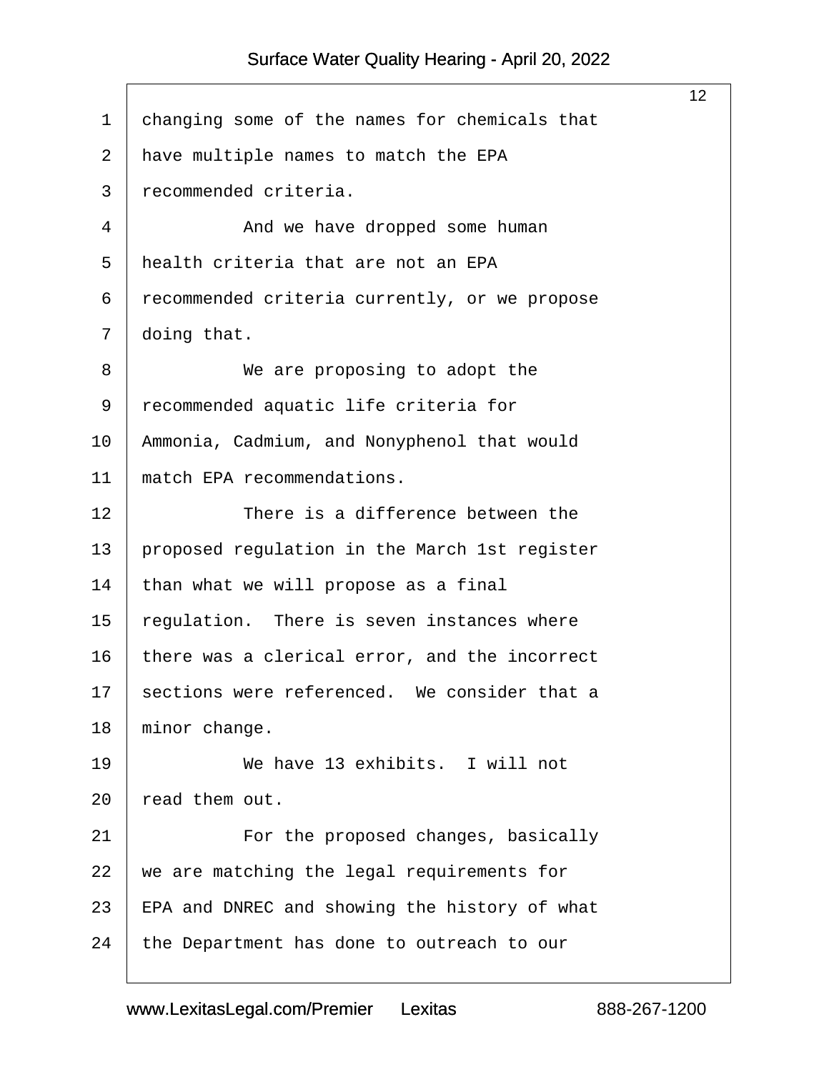changing some of the names for chemicals that have multiple names to match the EPA recommended criteria.

And we have dropped some human health criteria that are not an EPA recommended criteria currently, or we propose doing that.

We are proposing to adopt the recommended aquatic life criteria for Ammonia, Cadmium, and Nonyphenol that would match EPA recommendations.

There is a difference between the proposed regulation in the March 1st register than what we will propose as a final regulation. There is seven instances where there was a clerical error, and the incorrect sections were referenced. We consider that a minor change.

We have 13 exhibits. I will not read them out.

For the proposed changes, basically we are matching the legal requirements for EPA and DNREC and showing the history of what the Department has done to outreach to our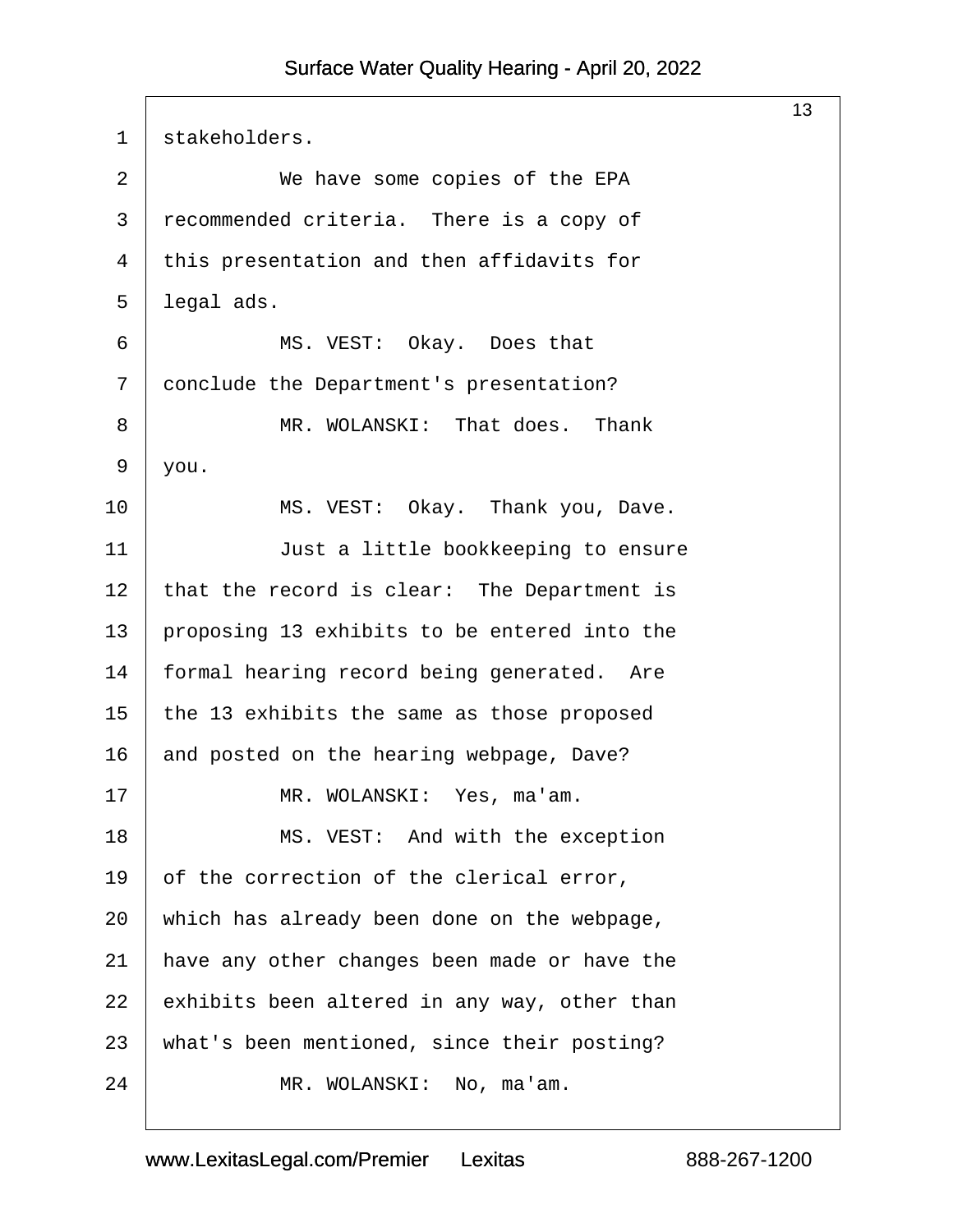stakeholders.

We have some copies of the EPA recommended criteria. There is a copy of this presentation and then affidavits for legal ads.

MS. VEST: Okay. Does that conclude the Department's presentation?

MR. WOLANSKI: That does. Thank you.

MS. VEST: Okay. Thank you, Dave.

Just a little bookkeeping to ensure that the record is clear: The Department is proposing 13 exhibits to be entered into the formal hearing record being generated. Are the 13 exhibits the same as those proposed and posted on the hearing webpage, Dave?

MR. WOLANSKI: Yes, ma'am.

MS. VEST: And with the exception of the correction of the clerical error, which has already been done on the webpage, have any other changes been made or have the exhibits been altered in any way, other than what's been mentioned, since their posting?

MR. WOLANSKI: No, ma'am.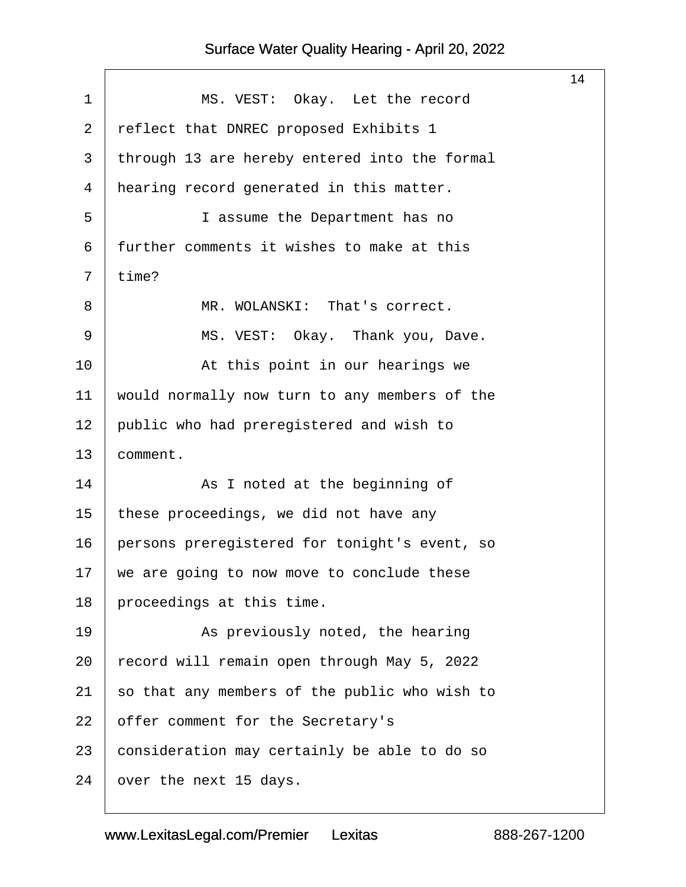MS. VEST: Okay. Let the record reflect that DNREC proposed Exhibits 1 through 13 are hereby entered into the formal hearing record generated in this matter.

I assume the Department has no further comments it wishes to make at this time?

MR. WOLANSKI: That's correct.

MS. VEST: Okay. Thank you, Dave.

At this point in our hearings we would normally now turn to any members of the public who had preregistered and wish to comment.

As I noted at the beginning of these proceedings, we did not have any persons preregistered for tonight's event, so we are going to now move to conclude these proceedings at this time.

As previously noted, the hearing record will remain open through May 5, 2022 so that any members of the public who wish to offer comment for the Secretary's consideration may certainly be able to do so over the next 15 days.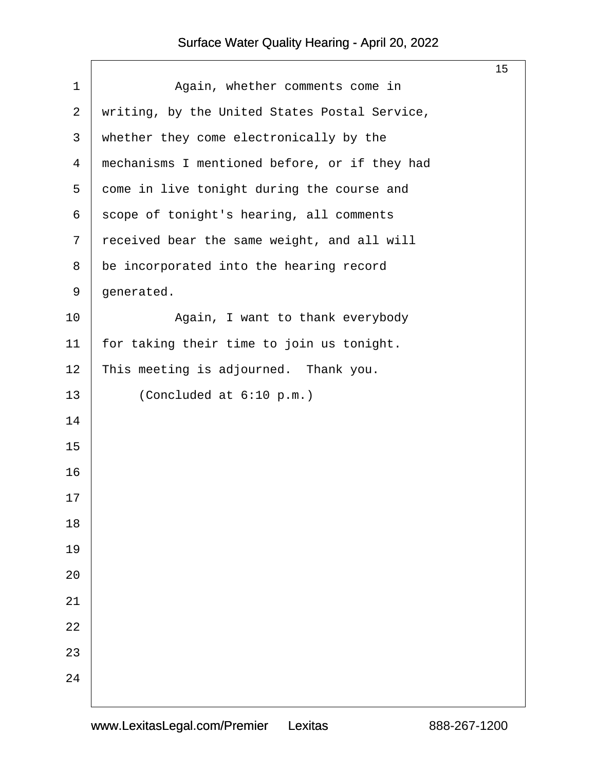Again, whether comments come in writing, by the United States Postal Service, whether they come electronically by the mechanisms I mentioned before, or if they had come in live tonight during the course and scope of tonight's hearing, all comments received bear the same weight, and all will be incorporated into the hearing record generated.

Again, I want to thank everybody for taking their time to join us tonight. This meeting is adjourned. Thank you.

(Concluded at 6:10 p.m.)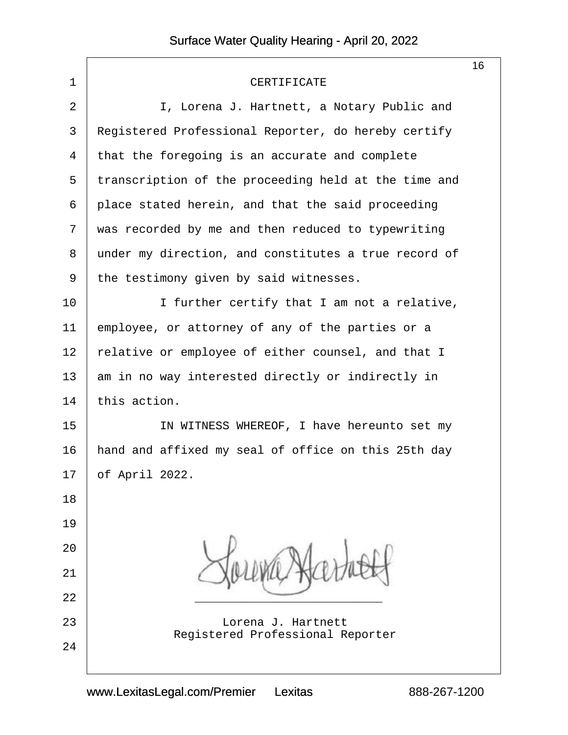# CERTIFICATE

I, Lorena J. Hartnett, a Notary Public and Registered Professional Reporter, do hereby certify that the foregoing is an accurate and complete transcription of the proceeding held at the time and place stated herein, and that the said proceeding was recorded by me and then reduced to typewriting under my direction, and constitutes a true record of the testimony given by said witnesses.

I further certify that I am not a relative, employee, or attorney of any of the parties or a relative or employee of either counsel, and that I am in no way interested directly or indirectly in this action.

IN WITNESS WHEREOF, I have hereunto set my hand and affixed my seal of office on this 25th day of April 2022.

Lorena J. Hartnett
Registered Professional Reporter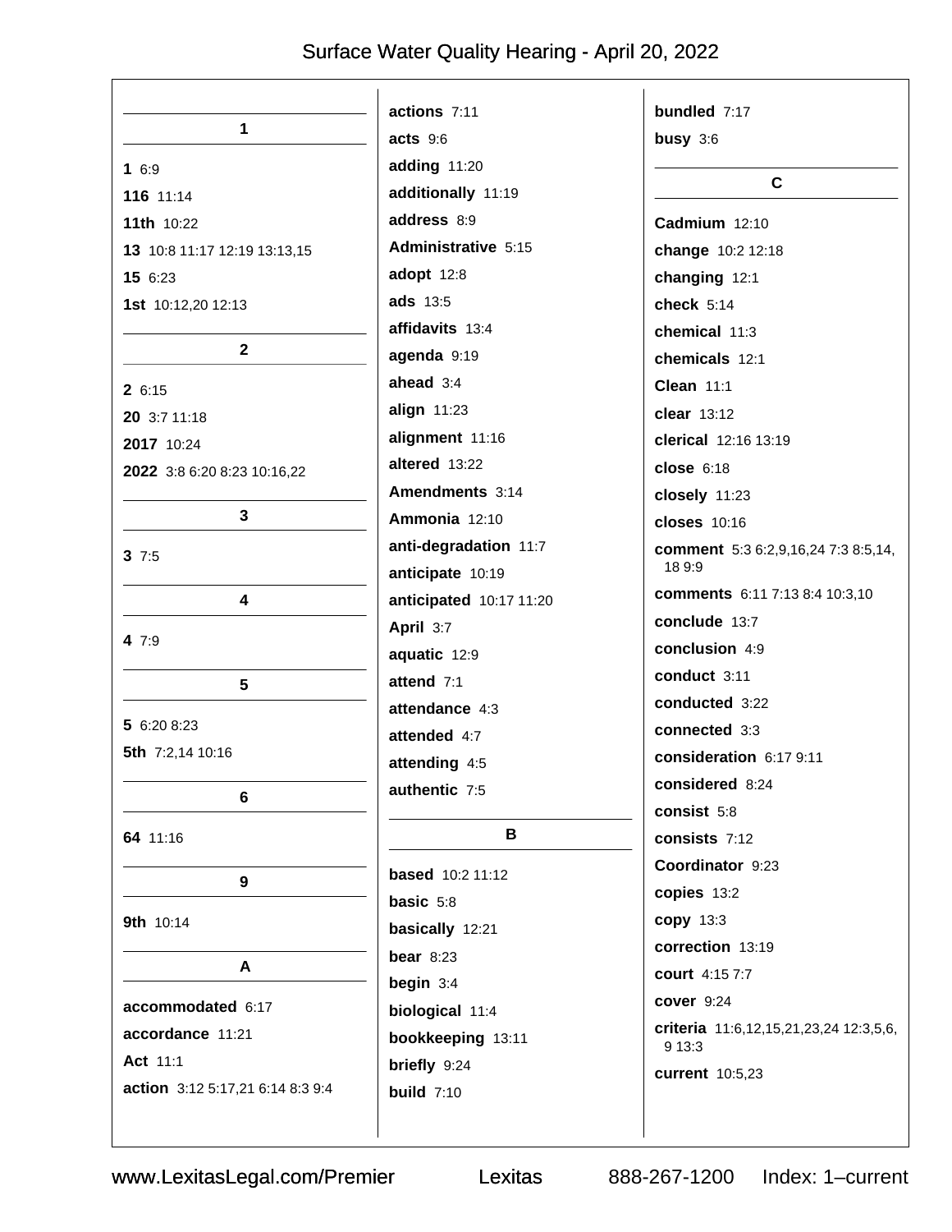# Surface Water Quality Hearing - April 20, 2022

## 1

**1** 6:9
**116** 11:14
**11th** 10:22
**13** 10:8 11:17 12:19 13:13,15
**15** 6:23
**1st** 10:12,20 12:13

## 2

**2** 6:15
**20** 3:7 11:18
**2017** 10:24
**2022** 3:8 6:20 8:23 10:16,22

## 3

**3** 7:5

## 4

**4** 7:9

## 5

**5** 6:20 8:23
**5th** 7:2,14 10:16

## 6

**64** 11:16

## 9

**9th** 10:14

## A

**accommodated** 6:17
**accordance** 11:21
**Act** 11:1
**action** 3:12 5:17,21 6:14 8:3 9:4
**actions** 7:11
**acts** 9:6
**adding** 11:20
**additionally** 11:19
**address** 8:9
**Administrative** 5:15
**adopt** 12:8
**ads** 13:5
**affidavits** 13:4
**agenda** 9:19
**ahead** 3:4
**align** 11:23
**alignment** 11:16
**altered** 13:22
**Amendments** 3:14
**Ammonia** 12:10
**anti-degradation** 11:7
**anticipate** 10:19
**anticipated** 10:17 11:20
**April** 3:7
**aquatic** 12:9
**attend** 7:1
**attendance** 4:3
**attended** 4:7
**attending** 4:5
**authentic** 7:5

## B

**based** 10:2 11:12
**basic** 5:8
**basically** 12:21
**bear** 8:23
**begin** 3:4
**biological** 11:4
**bookkeeping** 13:11
**briefly** 9:24
**build** 7:10
**bundled** 7:17
**busy** 3:6

## C

**Cadmium** 12:10
**change** 10:2 12:18
**changing** 12:1
**check** 5:14
**chemical** 11:3
**chemicals** 12:1
**Clean** 11:1
**clear** 13:12
**clerical** 12:16 13:19
**close** 6:18
**closely** 11:23
**closes** 10:16
**comment** 5:3 6:2,9,16,24 7:3 8:5,14, 18 9:9
**comments** 6:11 7:13 8:4 10:3,10
**conclude** 13:7
**conclusion** 4:9
**conduct** 3:11
**conducted** 3:22
**connected** 3:3
**consideration** 6:17 9:11
**considered** 8:24
**consist** 5:8
**consists** 7:12
**Coordinator** 9:23
**copies** 13:2
**copy** 13:3
**correction** 13:19
**court** 4:15 7:7
**cover** 9:24
**criteria** 11:6,12,15,21,23,24 12:3,5,6, 9 13:3
**current** 10:5,23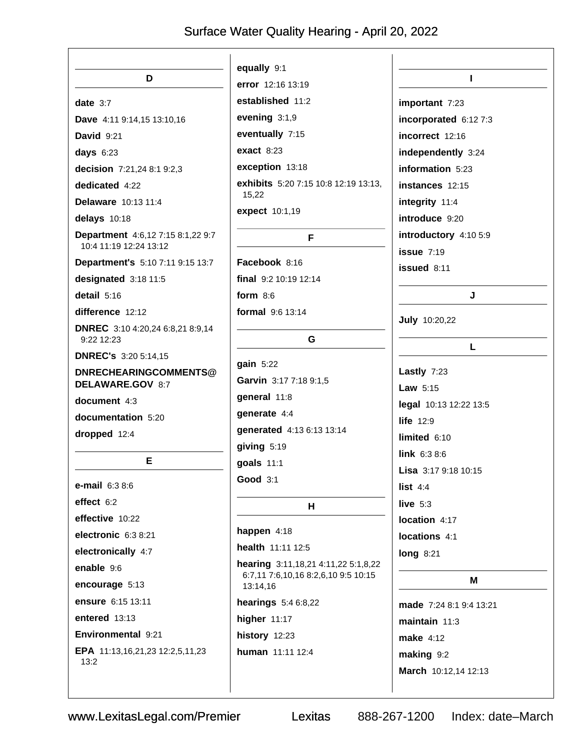## D

**date** 3:7

**Dave** 4:11 9:14,15 13:10,16

**David** 9:21

**days** 6:23

**decision** 7:21,24 8:1 9:2,3

**dedicated** 4:22

**Delaware** 10:13 11:4

**delays** 10:18

**Department** 4:6,12 7:15 8:1,22 9:7 10:4 11:19 12:24 13:12

**Department's** 5:10 7:11 9:15 13:7

**designated** 3:18 11:5

**detail** 5:16

**difference** 12:12

**DNREC** 3:10 4:20,24 6:8,21 8:9,14 9:22 12:23

**DNREC's** 3:20 5:14,15

**DNRECHEARINGCOMMENTS@DELAWARE.GOV** 8:7

**document** 4:3

**documentation** 5:20

**dropped** 12:4

## E

**e-mail** 6:3 8:6

**effect** 6:2

**effective** 10:22

**electronic** 6:3 8:21

**electronically** 4:7

**enable** 9:6

**encourage** 5:13

**ensure** 6:15 13:11

**entered** 13:13

**Environmental** 9:21

**EPA** 11:13,16,21,23 12:2,5,11,23 13:2

**equally** 9:1

**error** 12:16 13:19

**established** 11:2

**evening** 3:1,9

**eventually** 7:15

**exact** 8:23

**exception** 13:18

**exhibits** 5:20 7:15 10:8 12:19 13:13,15,22

**expect** 10:1,19

## F

**Facebook** 8:16

**final** 9:2 10:19 12:14

**form** 8:6

**formal** 9:6 13:14

## G

**gain** 5:22

**Garvin** 3:17 7:18 9:1,5

**general** 11:8

**generate** 4:4

**generated** 4:13 6:13 13:14

**giving** 5:19

**goals** 11:1

**Good** 3:1

## H

**happen** 4:18

**health** 11:11 12:5

**hearing** 3:11,18,21 4:11,22 5:1,8,22 6:7,11 7:6,10,16 8:2,6,10 9:5 10:15 13:14,16

**hearings** 5:4 6:8,22

**higher** 11:17

**history** 12:23

**human** 11:11 12:4

## I

**important** 7:23

**incorporated** 6:12 7:3

**incorrect** 12:16

**independently** 3:24

**information** 5:23

**instances** 12:15

**integrity** 11:4

**introduce** 9:20

**introductory** 4:10 5:9

**issue** 7:19

**issued** 8:11

## J

**July** 10:20,22

## L

**Lastly** 7:23

**Law** 5:15

**legal** 10:13 12:22 13:5

**life** 12:9

**limited** 6:10

**link** 6:3 8:6

**Lisa** 3:17 9:18 10:15

**list** 4:4

**live** 5:3

**location** 4:17

**locations** 4:1

**long** 8:21

## M

**made** 7:24 8:1 9:4 13:21

**maintain** 11:3

**make** 4:12

**making** 9:2

**March** 10:12,14 12:13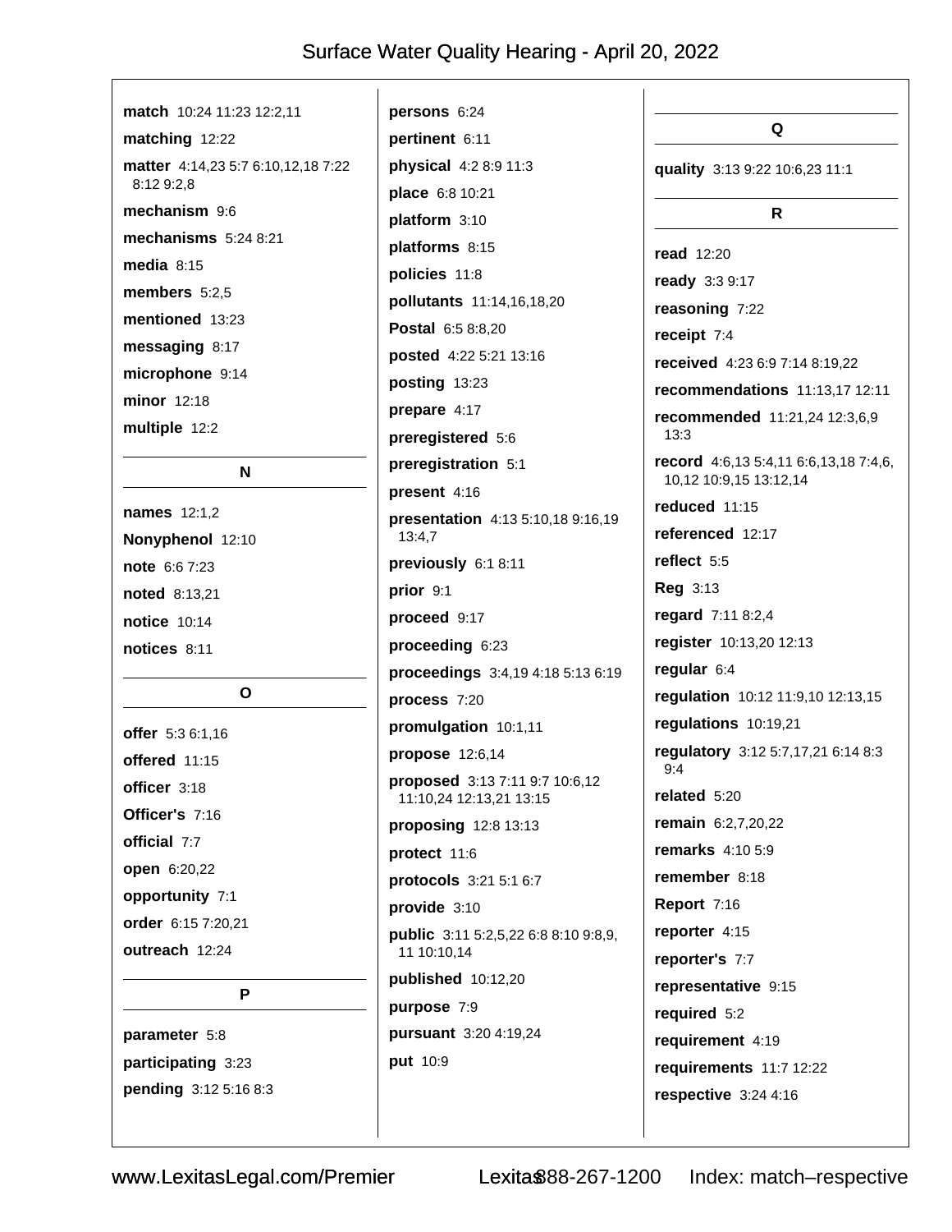**match** 10:24 11:23 12:2,11

**matching** 12:22

**matter** 4:14,23 5:7 6:10,12,18 7:22 8:12 9:2,8

**mechanism** 9:6

**mechanisms** 5:24 8:21

**media** 8:15

**members** 5:2,5

**mentioned** 13:23

**messaging** 8:17

**microphone** 9:14

**minor** 12:18

**multiple** 12:2

## N

**names** 12:1,2

**Nonyphenol** 12:10

**note** 6:6 7:23

**noted** 8:13,21

**notice** 10:14

**notices** 8:11

## O

**offer** 5:3 6:1,16

**offered** 11:15

**officer** 3:18

**Officer's** 7:16

**official** 7:7

**open** 6:20,22

**opportunity** 7:1

**order** 6:15 7:20,21

**outreach** 12:24

## P

**parameter** 5:8

**participating** 3:23

**pending** 3:12 5:16 8:3

**persons** 6:24

**pertinent** 6:11

**physical** 4:2 8:9 11:3

**place** 6:8 10:21

**platform** 3:10

**platforms** 8:15

**policies** 11:8

**pollutants** 11:14,16,18,20

**Postal** 6:5 8:8,20

**posted** 4:22 5:21 13:16

**posting** 13:23

**prepare** 4:17

**preregistered** 5:6

**preregistration** 5:1

**present** 4:16

**presentation** 4:13 5:10,18 9:16,19 13:4,7

**previously** 6:1 8:11

**prior** 9:1

**proceed** 9:17

**proceeding** 6:23

**proceedings** 3:4,19 4:18 5:13 6:19

**process** 7:20

**promulgation** 10:1,11

**propose** 12:6,14

**proposed** 3:13 7:11 9:7 10:6,12 11:10,24 12:13,21 13:15

**proposing** 12:8 13:13

**protect** 11:6

**protocols** 3:21 5:1 6:7

**provide** 3:10

**public** 3:11 5:2,5,22 6:8 8:10 9:8,9, 11 10:10,14

**published** 10:12,20

**purpose** 7:9

**pursuant** 3:20 4:19,24

**put** 10:9

## Q

**quality** 3:13 9:22 10:6,23 11:1

## R

**read** 12:20

**ready** 3:3 9:17

**reasoning** 7:22

**receipt** 7:4

**received** 4:23 6:9 7:14 8:19,22

**recommendations** 11:13,17 12:11

**recommended** 11:21,24 12:3,6,9 13:3

**record** 4:6,13 5:4,11 6:6,13,18 7:4,6, 10,12 10:9,15 13:12,14

**reduced** 11:15

**referenced** 12:17

**reflect** 5:5

**Reg** 3:13

**regard** 7:11 8:2,4

**register** 10:13,20 12:13

**regular** 6:4

**regulation** 10:12 11:9,10 12:13,15

**regulations** 10:19,21

**regulatory** 3:12 5:7,17,21 6:14 8:3 9:4

**related** 5:20

**remain** 6:2,7,20,22

**remarks** 4:10 5:9

**remember** 8:18

**Report** 7:16

**reporter** 4:15

**reporter's** 7:7

**representative** 9:15

**required** 5:2

**requirement** 4:19

**requirements** 11:7 12:22

**respective** 3:24 4:16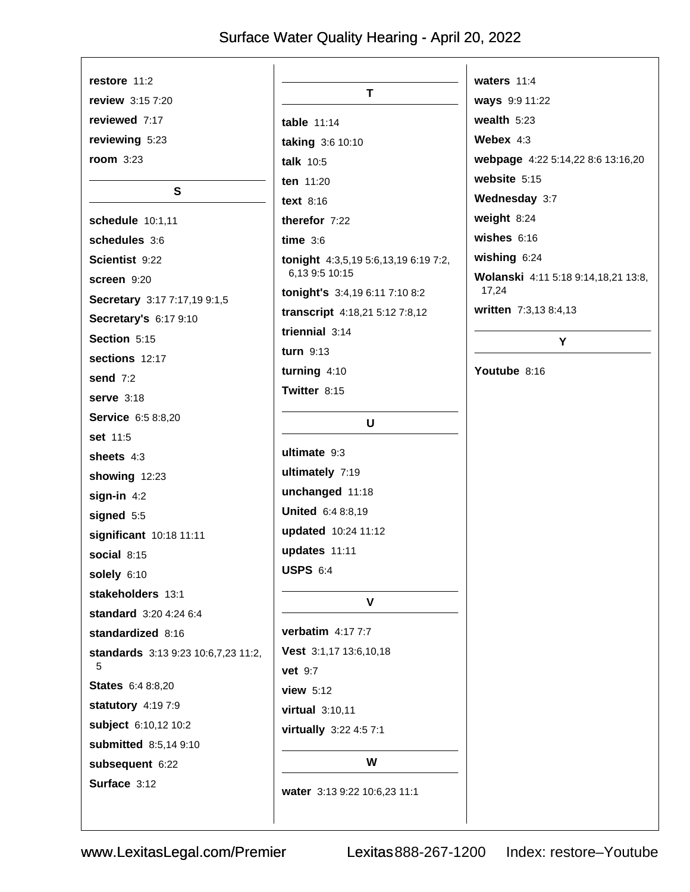**restore** 11:2
**review** 3:15 7:20
**reviewed** 7:17
**reviewing** 5:23
**room** 3:23

## S

**schedule** 10:1,11
**schedules** 3:6
**Scientist** 9:22
**screen** 9:20
**Secretary** 3:17 7:17,19 9:1,5
**Secretary's** 6:17 9:10
**Section** 5:15
**sections** 12:17
**send** 7:2
**serve** 3:18
**Service** 6:5 8:8,20
**set** 11:5
**sheets** 4:3
**showing** 12:23
**sign-in** 4:2
**signed** 5:5
**significant** 10:18 11:11
**social** 8:15
**solely** 6:10
**stakeholders** 13:1
**standard** 3:20 4:24 6:4
**standardized** 8:16
**standards** 3:13 9:23 10:6,7,23 11:2, 5
**States** 6:4 8:8,20
**statutory** 4:19 7:9
**subject** 6:10,12 10:2
**submitted** 8:5,14 9:10
**subsequent** 6:22
**Surface** 3:12

## T

**table** 11:14
**taking** 3:6 10:10
**talk** 10:5
**ten** 11:20
**text** 8:16
**therefor** 7:22
**time** 3:6
**tonight** 4:3,5,19 5:6,13,19 6:19 7:2, 6,13 9:5 10:15
**tonight's** 3:4,19 6:11 7:10 8:2
**transcript** 4:18,21 5:12 7:8,12
**triennial** 3:14
**turn** 9:13
**turning** 4:10
**Twitter** 8:15

## U

**ultimate** 9:3
**ultimately** 7:19
**unchanged** 11:18
**United** 6:4 8:8,19
**updated** 10:24 11:12
**updates** 11:11
**USPS** 6:4

## V

**verbatim** 4:17 7:7
**Vest** 3:1,17 13:6,10,18
**vet** 9:7
**view** 5:12
**virtual** 3:10,11
**virtually** 3:22 4:5 7:1

## W

**water** 3:13 9:22 10:6,23 11:1
**waters** 11:4
**ways** 9:9 11:22
**wealth** 5:23
**Webex** 4:3
**webpage** 4:22 5:14,22 8:6 13:16,20
**website** 5:15
**Wednesday** 3:7
**weight** 8:24
**wishes** 6:16
**wishing** 6:24
**Wolanski** 4:11 5:18 9:14,18,21 13:8, 17,24
**written** 7:3,13 8:4,13

## Y

**Youtube** 8:16